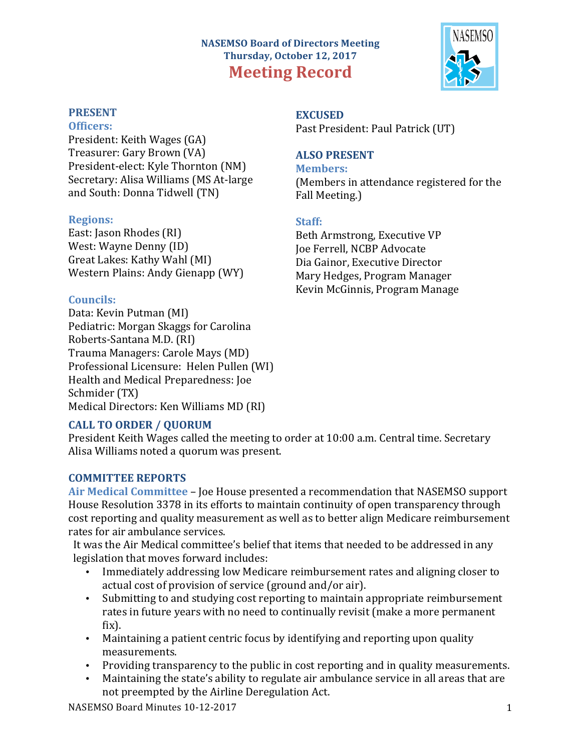# NASEMSO Board of Directors Meeting
## Thursday, October 12, 2017
# Meeting Record

## PRESENT

### Officers:

President: Keith Wages (GA)
Treasurer: Gary Brown (VA)
President-elect: Kyle Thornton (NM)
Secretary: Alisa Williams (MS At-large and South: Donna Tidwell (TN)

### Regions:

East: Jason Rhodes (RI)
West: Wayne Denny (ID)
Great Lakes: Kathy Wahl (MI)
Western Plains: Andy Gienapp (WY)

### Councils:

Data: Kevin Putman (MI)
Pediatric: Morgan Skaggs for Carolina Roberts-Santana M.D. (RI)
Trauma Managers: Carole Mays (MD)
Professional Licensure: Helen Pullen (WI)
Health and Medical Preparedness: Joe Schmider (TX)
Medical Directors: Ken Williams MD (RI)

## EXCUSED

Past President: Paul Patrick (UT)

## ALSO PRESENT

### Members:

(Members in attendance registered for the Fall Meeting.)

### Staff:

Beth Armstrong, Executive VP
Joe Ferrell, NCBP Advocate
Dia Gainor, Executive Director
Mary Hedges, Program Manager
Kevin McGinnis, Program Manage

## CALL TO ORDER / QUORUM

President Keith Wages called the meeting to order at 10:00 a.m. Central time. Secretary Alisa Williams noted a quorum was present.

## COMMITTEE REPORTS

**Air Medical Committee** – Joe House presented a recommendation that NASEMSO support House Resolution 3378 in its efforts to maintain continuity of open transparency through cost reporting and quality measurement as well as to better align Medicare reimbursement rates for air ambulance services.

It was the Air Medical committee's belief that items that needed to be addressed in any legislation that moves forward includes:

- Immediately addressing low Medicare reimbursement rates and aligning closer to actual cost of provision of service (ground and/or air).
- Submitting to and studying cost reporting to maintain appropriate reimbursement rates in future years with no need to continually revisit (make a more permanent fix).
- Maintaining a patient centric focus by identifying and reporting upon quality measurements.
- Providing transparency to the public in cost reporting and in quality measurements.
- Maintaining the state's ability to regulate air ambulance service in all areas that are not preempted by the Airline Deregulation Act.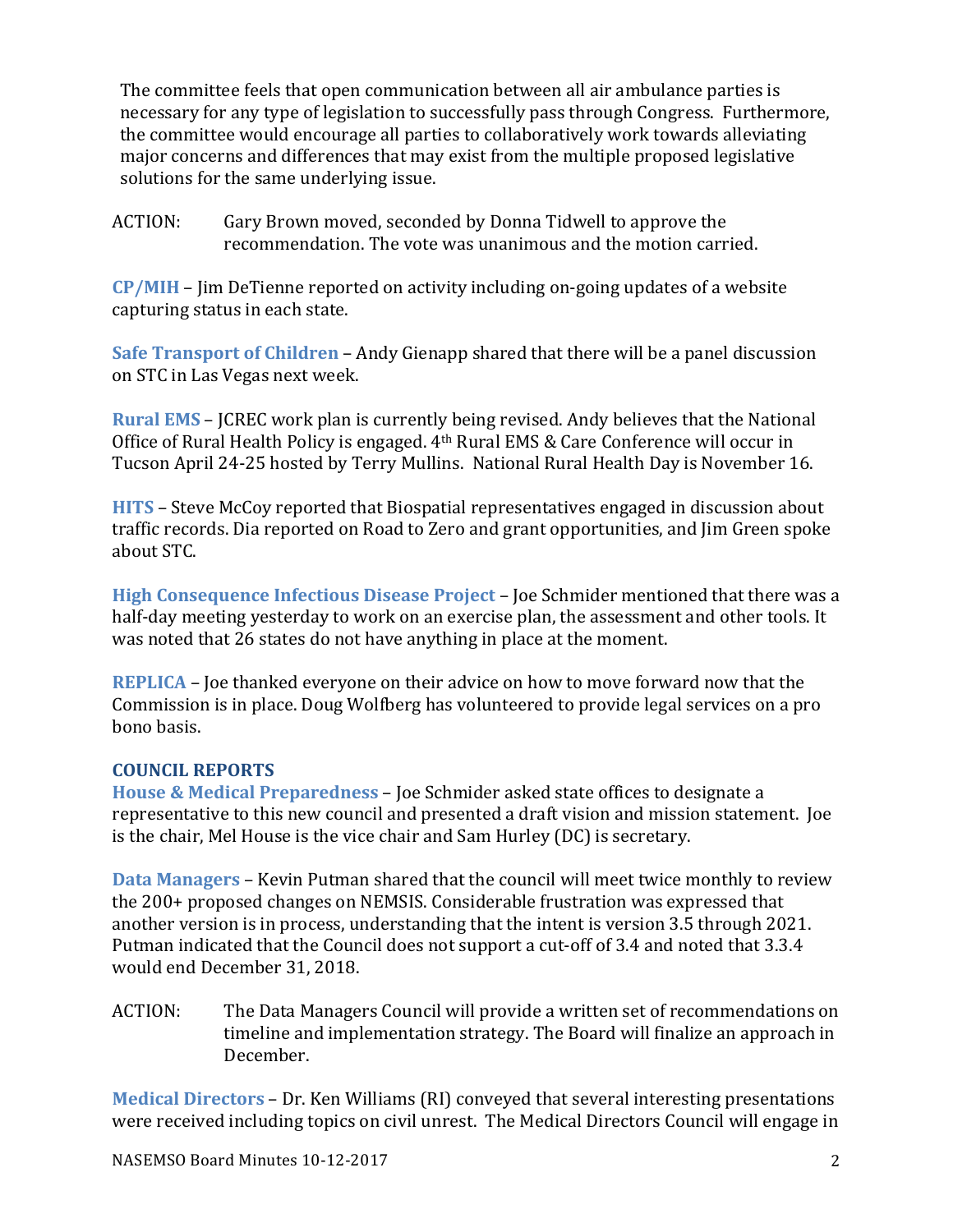The committee feels that open communication between all air ambulance parties is necessary for any type of legislation to successfully pass through Congress. Furthermore, the committee would encourage all parties to collaboratively work towards alleviating major concerns and differences that may exist from the multiple proposed legislative solutions for the same underlying issue.

ACTION: Gary Brown moved, seconded by Donna Tidwell to approve the recommendation. The vote was unanimous and the motion carried.

**CP/MIH** – Jim DeTienne reported on activity including on-going updates of a website capturing status in each state.

**Safe Transport of Children** – Andy Gienapp shared that there will be a panel discussion on STC in Las Vegas next week.

**Rural EMS** – JCREC work plan is currently being revised. Andy believes that the National Office of Rural Health Policy is engaged. 4th Rural EMS & Care Conference will occur in Tucson April 24-25 hosted by Terry Mullins. National Rural Health Day is November 16.

**HITS** – Steve McCoy reported that Biospatial representatives engaged in discussion about traffic records. Dia reported on Road to Zero and grant opportunities, and Jim Green spoke about STC.

**High Consequence Infectious Disease Project** – Joe Schmider mentioned that there was a half-day meeting yesterday to work on an exercise plan, the assessment and other tools. It was noted that 26 states do not have anything in place at the moment.

**REPLICA** – Joe thanked everyone on their advice on how to move forward now that the Commission is in place. Doug Wolfberg has volunteered to provide legal services on a pro bono basis.

## COUNCIL REPORTS

**House & Medical Preparedness** – Joe Schmider asked state offices to designate a representative to this new council and presented a draft vision and mission statement. Joe is the chair, Mel House is the vice chair and Sam Hurley (DC) is secretary.

**Data Managers** – Kevin Putman shared that the council will meet twice monthly to review the 200+ proposed changes on NEMSIS. Considerable frustration was expressed that another version is in process, understanding that the intent is version 3.5 through 2021. Putman indicated that the Council does not support a cut-off of 3.4 and noted that 3.3.4 would end December 31, 2018.

ACTION: The Data Managers Council will provide a written set of recommendations on timeline and implementation strategy. The Board will finalize an approach in December.

**Medical Directors** – Dr. Ken Williams (RI) conveyed that several interesting presentations were received including topics on civil unrest. The Medical Directors Council will engage in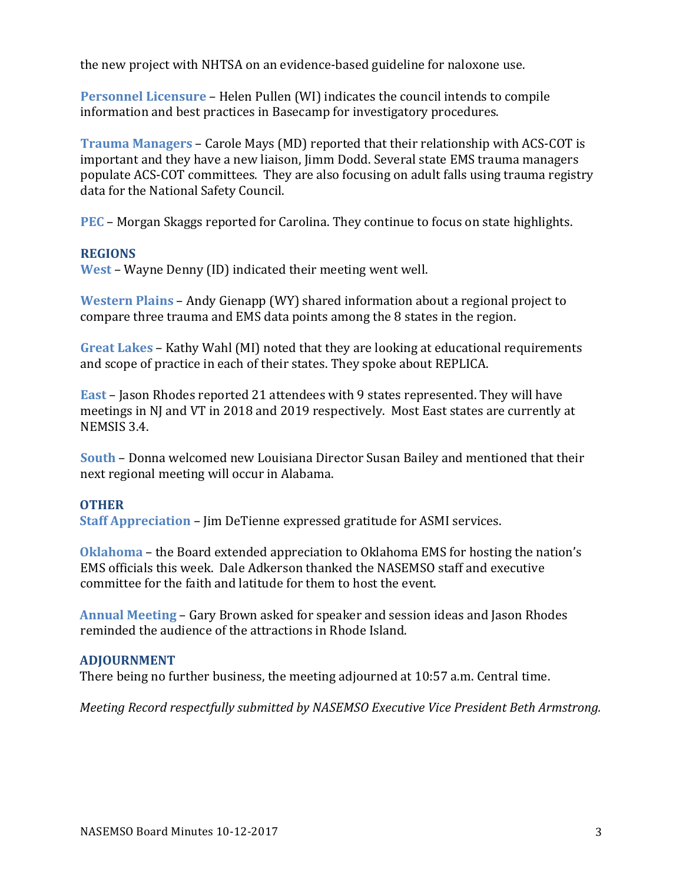the new project with NHTSA on an evidence-based guideline for naloxone use.

**Personnel Licensure** – Helen Pullen (WI) indicates the council intends to compile information and best practices in Basecamp for investigatory procedures.

**Trauma Managers** – Carole Mays (MD) reported that their relationship with ACS-COT is important and they have a new liaison, Jimm Dodd. Several state EMS trauma managers populate ACS-COT committees. They are also focusing on adult falls using trauma registry data for the National Safety Council.

**PEC** – Morgan Skaggs reported for Carolina. They continue to focus on state highlights.

## REGIONS

**West** – Wayne Denny (ID) indicated their meeting went well.

**Western Plains** – Andy Gienapp (WY) shared information about a regional project to compare three trauma and EMS data points among the 8 states in the region.

**Great Lakes** – Kathy Wahl (MI) noted that they are looking at educational requirements and scope of practice in each of their states. They spoke about REPLICA.

**East** – Jason Rhodes reported 21 attendees with 9 states represented. They will have meetings in NJ and VT in 2018 and 2019 respectively. Most East states are currently at NEMSIS 3.4.

**South** – Donna welcomed new Louisiana Director Susan Bailey and mentioned that their next regional meeting will occur in Alabama.

## OTHER

**Staff Appreciation** – Jim DeTienne expressed gratitude for ASMI services.

**Oklahoma** – the Board extended appreciation to Oklahoma EMS for hosting the nation's EMS officials this week. Dale Adkerson thanked the NASEMSO staff and executive committee for the faith and latitude for them to host the event.

**Annual Meeting** – Gary Brown asked for speaker and session ideas and Jason Rhodes reminded the audience of the attractions in Rhode Island.

## ADJOURNMENT

There being no further business, the meeting adjourned at 10:57 a.m. Central time.

*Meeting Record respectfully submitted by NASEMSO Executive Vice President Beth Armstrong.*